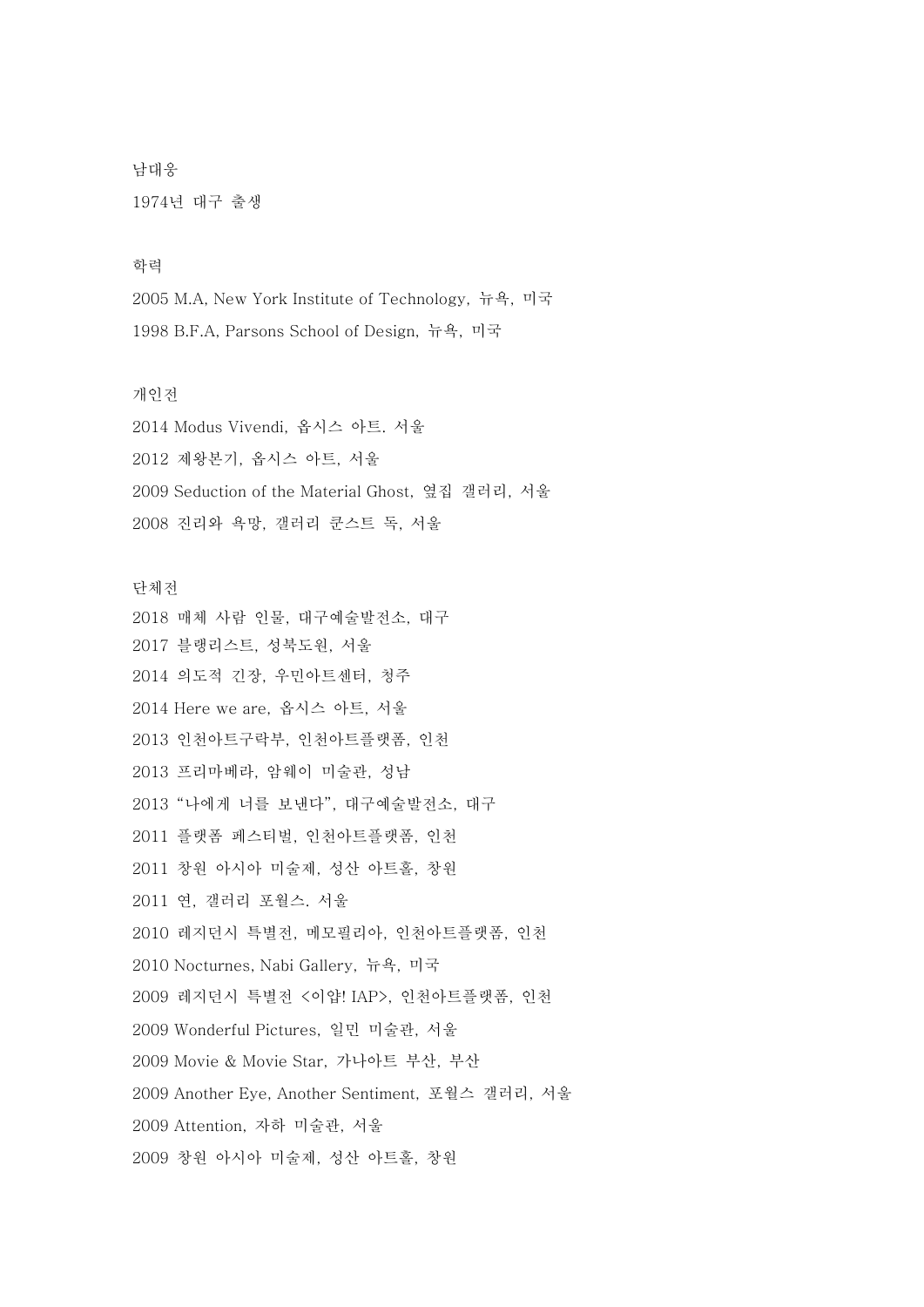남대웅

1974년 대구 출생

## 학력

2005 M.A, New York Institute of Technology, 뉴욕, 미국

1998 B.F.A, Parsons School of Design, 뉴욕, 미국

## 개인전

2014 Modus Vivendi, 옵시스 아트. 서울

2012 제왕본기, 옵시스 아트, 서울

2009 Seduction of the Material Ghost, 옆집 갤러리, 서울

2008 진리와 욕망, 갤러리 쿤스트 독, 서울

## 단체전

2018 매체 사람 인물, 대구예술발전소, 대구

2017 블랭리스트, 성북도원, 서울

2014 의도적 긴장, 우민아트센터, 청주

2014 Here we are, 옵시스 아트, 서울

2013 인천아트구락부, 인천아트플랫폼, 인천

2013 프리마베라, 얌웨이 미술관, 성남

2013 "나에게 너를 보낸다", 대구예술발전소, 대구

2011 플랫폼 페스티벌, 인천아트플랫폼, 인천

2011 창원 아시아 미술제, 성산 아트홀, 창원

2011 연, 갤러리 포월스. 서울

2010 레지던시 특별전, 메모필리아, 인천아트플랫폼, 인천

2010 Nocturnes, Nabi Gallery, 뉴욕, 미국

2009 레지던시 특별전 <이압! IAP>, 인천아트플랫폼, 인천

2009 Wonderful Pictures, 일민 미술관, 서울

2009 Movie & Movie Star, 가나아트 부산, 부산

2009 Another Eye, Another Sentiment, 포월스 갤러리, 서울

2009 Attention, 자하 미술관, 서울

2009 창원 아시아 미술제, 성산 아트홀, 창원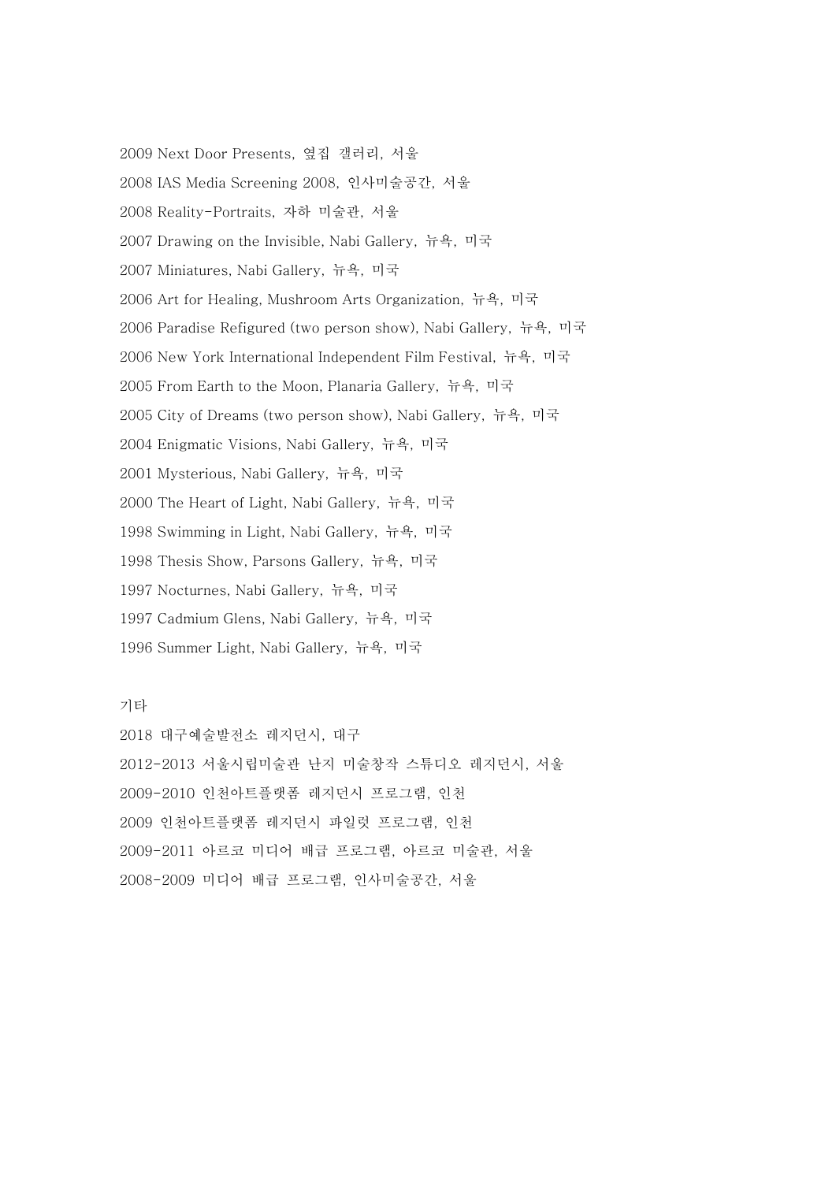2009 Next Door Presents, 옆집 갤러리, 서울

2008 IAS Media Screening 2008, 인사미술공간, 서울

2008 Reality-Portraits, 자하 미술관, 서울

2007 Drawing on the Invisible, Nabi Gallery, 뉴욕, 미국

2007 Miniatures, Nabi Gallery, 뉴욕, 미국

2006 Art for Healing, Mushroom Arts Organization, 뉴욕, 미국

2006 Paradise Refigured (two person show), Nabi Gallery, 뉴욕, 미국

2006 New York International Independent Film Festival, 뉴욕, 미국

2005 From Earth to the Moon, Planaria Gallery, 뉴욕, 미국

2005 City of Dreams (two person show), Nabi Gallery, 뉴욕, 미국

2004 Enigmatic Visions, Nabi Gallery, 뉴욕, 미국

2001 Mysterious, Nabi Gallery, 뉴욕, 미국

2000 The Heart of Light, Nabi Gallery, 뉴욕, 미국

1998 Swimming in Light, Nabi Gallery, 뉴욕, 미국

1998 Thesis Show, Parsons Gallery, 뉴욕, 미국

1997 Nocturnes, Nabi Gallery, 뉴욕, 미국

1997 Cadmium Glens, Nabi Gallery, 뉴욕, 미국

1996 Summer Light, Nabi Gallery, 뉴욕, 미국

기타

2018 대구예술발전소 레지던시, 대구

2012-2013 서울시립미술관 난지 미술창작 스튜디오 레지던시, 서울

2009-2010 인천아트플랫폼 레지던시 프로그램, 인천

2009 인천아트플랫폼 레지던시 파일럿 프로그램, 인천

2009-2011 아르코 미디어 배급 프로그램, 아르코 미술관, 서울

2008-2009 미디어 배급 프로그램, 인사미술공간, 서울